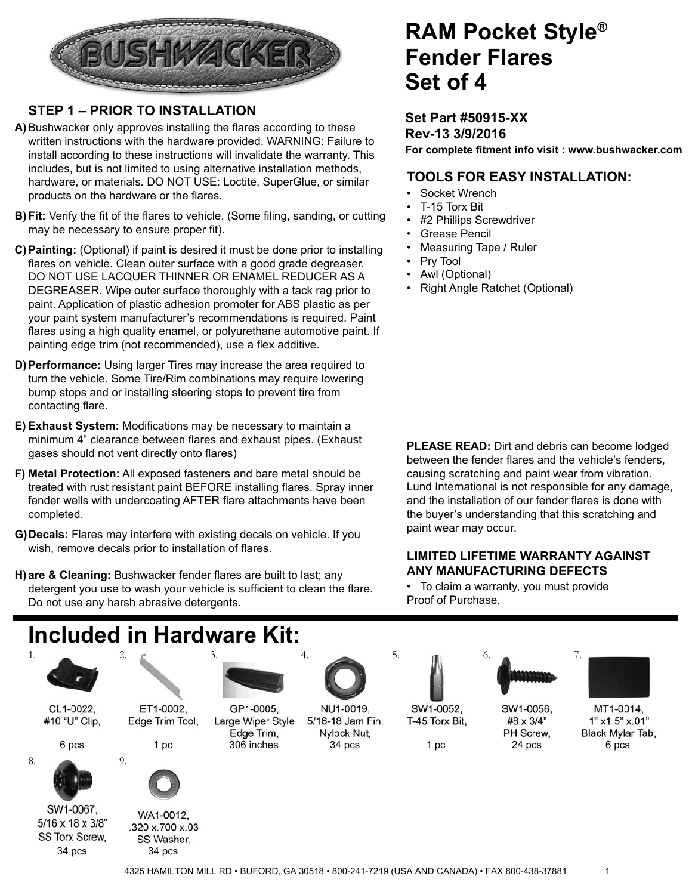# RAM Pocket Style® Fender Flares Set of 4

**Set Part #50915-XX**
**Rev-13 3/9/2016**
**For complete fitment info visit : www.bushwacker.com**

## STEP 1 – PRIOR TO INSTALLATION

**A)** Bushwacker only approves installing the flares according to these written instructions with the hardware provided. WARNING: Failure to install according to these instructions will invalidate the warranty. This includes, but is not limited to using alternative installation methods, hardware, or materials. DO NOT USE: Loctite, SuperGlue, or similar products on the hardware or the flares.

**B)** **Fit:** Verify the fit of the flares to vehicle. (Some filing, sanding, or cutting may be necessary to ensure proper fit).

**C)** **Painting:** (Optional) if paint is desired it must be done prior to installing flares on vehicle. Clean outer surface with a good grade degreaser. DO NOT USE LACQUER THINNER OR ENAMEL REDUCER AS A DEGREASER. Wipe outer surface thoroughly with a tack rag prior to paint. Application of plastic adhesion promoter for ABS plastic as per your paint system manufacturer's recommendations is required. Paint flares using a high quality enamel, or polyurethane automotive paint. If painting edge trim (not recommended), use a flex additive.

**D)** **Performance:** Using larger Tires may increase the area required to turn the vehicle. Some Tire/Rim combinations may require lowering bump stops and or installing steering stops to prevent tire from contacting flare.

**E)** **Exhaust System:** Modifications may be necessary to maintain a minimum 4" clearance between flares and exhaust pipes. (Exhaust gases should not vent directly onto flares)

**F)** **Metal Protection:** All exposed fasteners and bare metal should be treated with rust resistant paint BEFORE installing flares. Spray inner fender wells with undercoating AFTER flare attachments have been completed.

**G)** **Decals:** Flares may interfere with existing decals on vehicle. If you wish, remove decals prior to installation of flares.

**H)** **are & Cleaning:** Bushwacker fender flares are built to last; any detergent you use to wash your vehicle is sufficient to clean the flare. Do not use any harsh abrasive detergents.

## TOOLS FOR EASY INSTALLATION:

- Socket Wrench
- T-15 Torx Bit
- #2 Phillips Screwdriver
- Grease Pencil
- Measuring Tape / Ruler
- Pry Tool
- Awl (Optional)
- Right Angle Ratchet (Optional)

**PLEASE READ:** Dirt and debris can become lodged between the fender flares and the vehicle's fenders, causing scratching and paint wear from vibration. Lund International is not responsible for any damage, and the installation of our fender flares is done with the buyer's understanding that this scratching and paint wear may occur.

### LIMITED LIFETIME WARRANTY AGAINST ANY MANUFACTURING DEFECTS

- To claim a warranty, you must provide Proof of Purchase.

# Included in Hardware Kit:

1. CL1-0022, #10 "U" Clip, 6 pcs
2. ET1-0002, Edge Trim Tool, 1 pc
3. GP1-0005, Large Wiper Style Edge Trim, 306 inches
4. NU1-0019, 5/16-18 Jam Fin. Nylock Nut, 34 pcs
5. SW1-0052, T-45 Torx Bit, 1 pc
6. SW1-0056, #8 x 3/4" PH Screw, 24 pcs
7. MT1-0014, 1" x1.5" x.01" Black Mylar Tab, 6 pcs
8. SW1-0067, 5/16 x 18 x 3/8" SS Torx Screw, 34 pcs
9. WA1-0012, .320 x.700 x.03 SS Washer, 34 pcs

4325 HAMILTON MILL RD • BUFORD, GA 30518 • 800-241-7219 (USA AND CANADA) • FAX 800-438-37881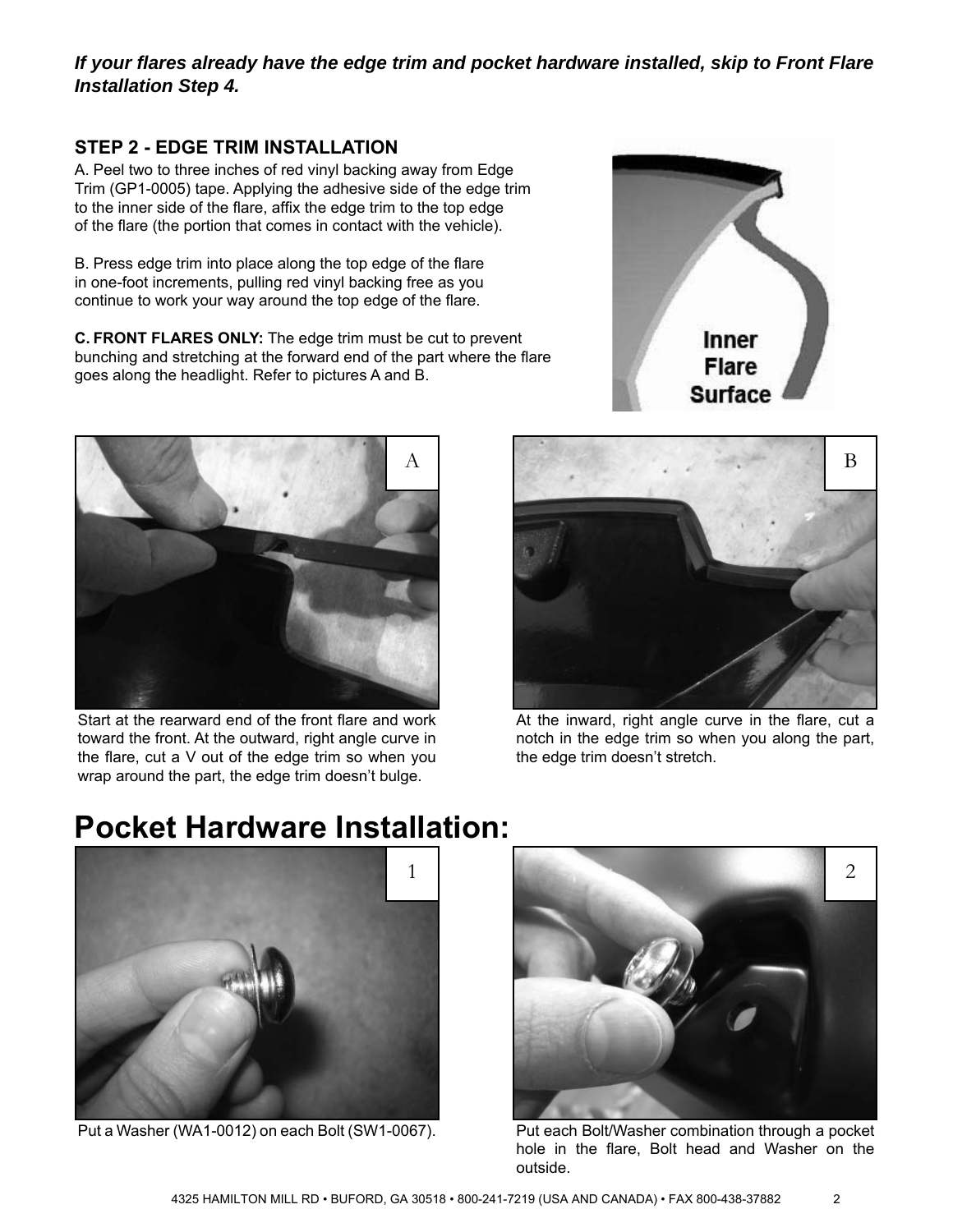***If your flares already have the edge trim and pocket hardware installed, skip to Front Flare Installation Step 4.***

### STEP 2 - EDGE TRIM INSTALLATION

A. Peel two to three inches of red vinyl backing away from Edge Trim (GP1-0005) tape. Applying the adhesive side of the edge trim to the inner side of the flare, affix the edge trim to the top edge of the flare (the portion that comes in contact with the vehicle).

B. Press edge trim into place along the top edge of the flare in one-foot increments, pulling red vinyl backing free as you continue to work your way around the top edge of the flare.

**C. FRONT FLARES ONLY:** The edge trim must be cut to prevent bunching and stretching at the forward end of the part where the flare goes along the headlight. Refer to pictures A and B.

Inner Flare Surface

A

Start at the rearward end of the front flare and work toward the front. At the outward, right angle curve in the flare, cut a V out of the edge trim so when you wrap around the part, the edge trim doesn't bulge.

B

At the inward, right angle curve in the flare, cut a notch in the edge trim so when you along the part, the edge trim doesn't stretch.

# Pocket Hardware Installation:

1

Put a Washer (WA1-0012) on each Bolt (SW1-0067).

2

Put each Bolt/Washer combination through a pocket hole in the flare, Bolt head and Washer on the outside.

4325 HAMILTON MILL RD • BUFORD, GA 30518 • 800-241-7219 (USA AND CANADA) • FAX 800-438-37882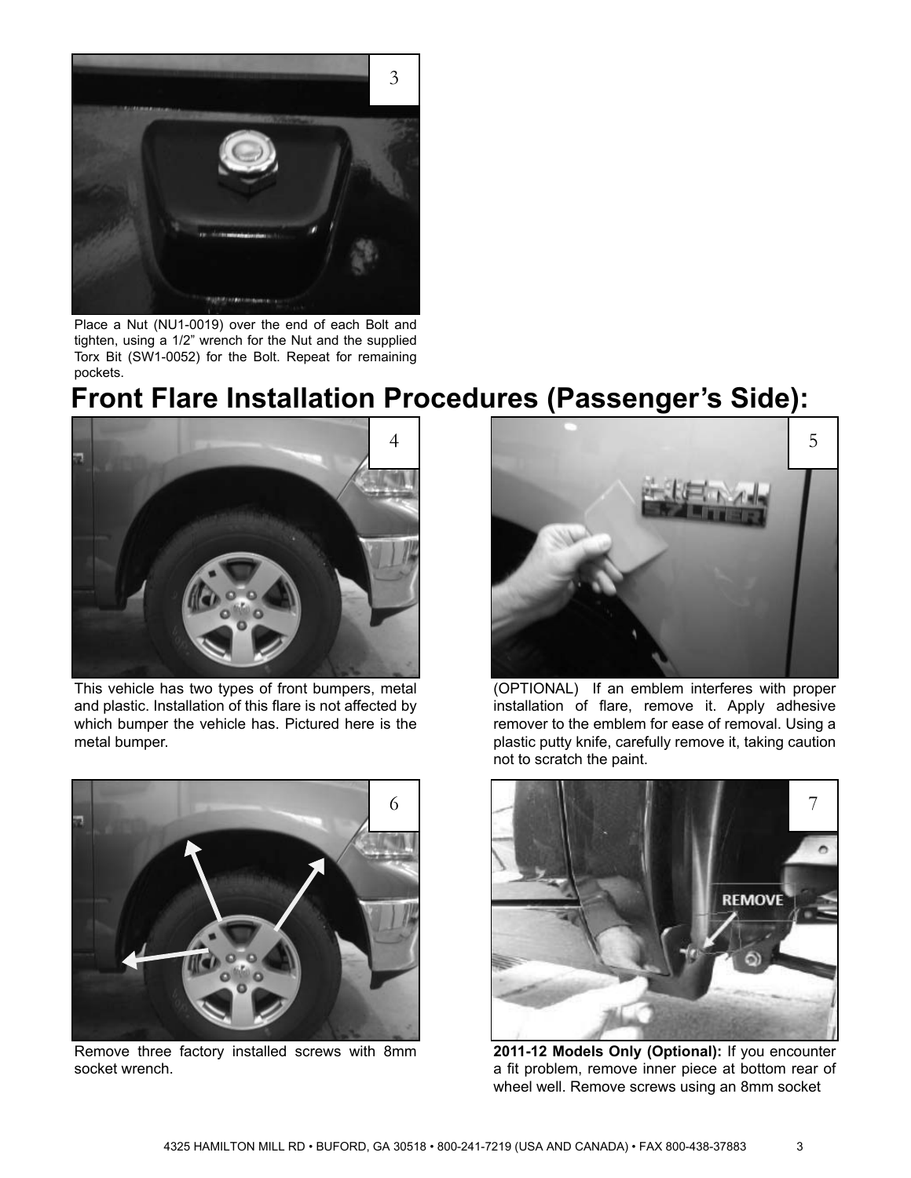3

Place a Nut (NU1-0019) over the end of each Bolt and tighten, using a 1/2" wrench for the Nut and the supplied Torx Bit (SW1-0052) for the Bolt. Repeat for remaining pockets.

# Front Flare Installation Procedures (Passenger's Side):

4

This vehicle has two types of front bumpers, metal and plastic. Installation of this flare is not affected by which bumper the vehicle has. Pictured here is the metal bumper.

5

(OPTIONAL) If an emblem interferes with proper installation of flare, remove it. Apply adhesive remover to the emblem for ease of removal. Using a plastic putty knife, carefully remove it, taking caution not to scratch the paint.

6

Remove three factory installed screws with 8mm socket wrench.

7

REMOVE

**2011-12 Models Only (Optional):** If you encounter a fit problem, remove inner piece at bottom rear of wheel well. Remove screws using an 8mm socket

4325 HAMILTON MILL RD • BUFORD, GA 30518 • 800-241-7219 (USA AND CANADA) • FAX 800-438-37883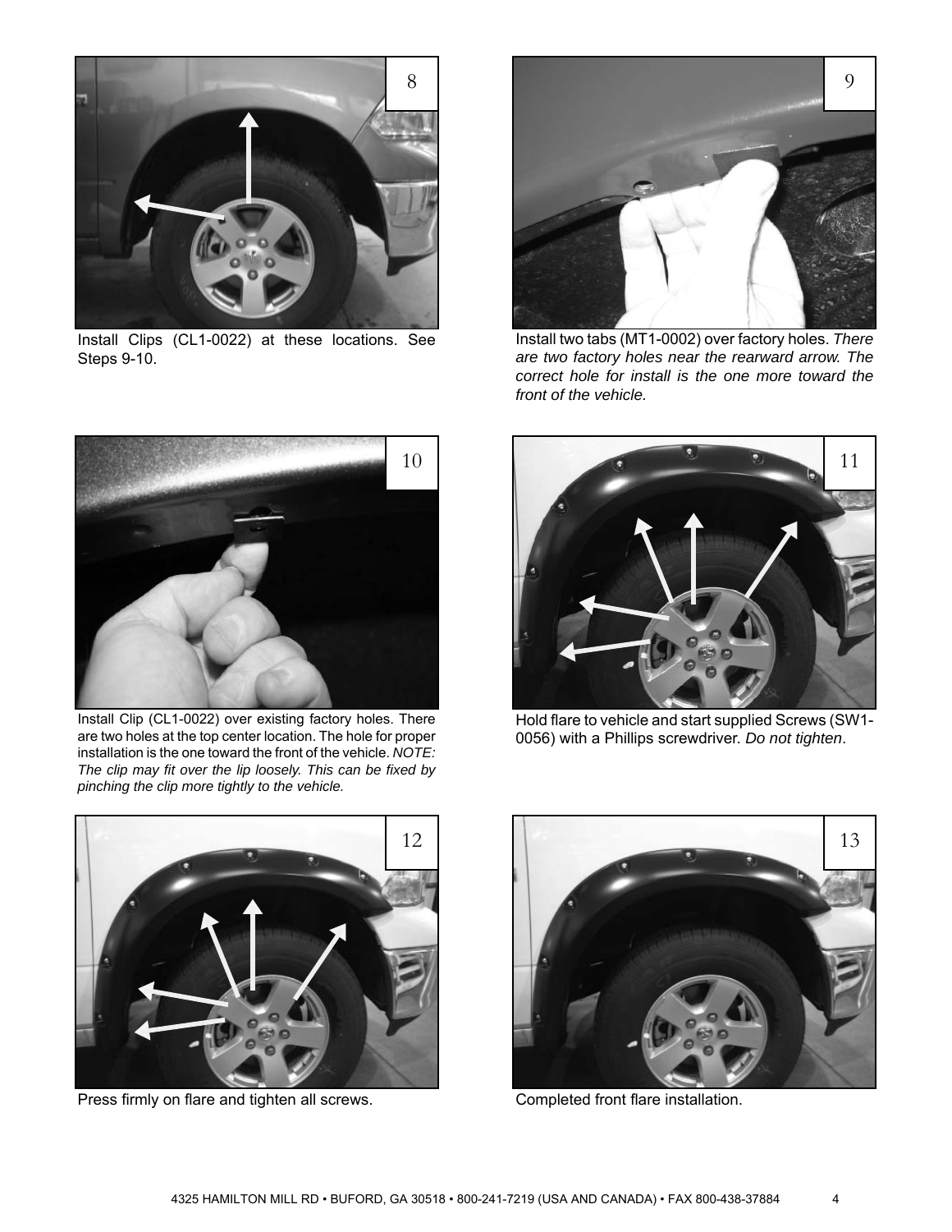8

Install Clips (CL1-0022) at these locations. See Steps 9-10.

9

Install two tabs (MT1-0002) over factory holes. *There are two factory holes near the rearward arrow. The correct hole for install is the one more toward the front of the vehicle.*

10

Install Clip (CL1-0022) over existing factory holes. There are two holes at the top center location. The hole for proper installation is the one toward the front of the vehicle. *NOTE: The clip may fit over the lip loosely. This can be fixed by pinching the clip more tightly to the vehicle.*

11

Hold flare to vehicle and start supplied Screws (SW1-0056) with a Phillips screwdriver. *Do not tighten*.

12

Press firmly on flare and tighten all screws.

13

Completed front flare installation.

4325 HAMILTON MILL RD • BUFORD, GA 30518 • 800-241-7219 (USA AND CANADA) • FAX 800-438-37884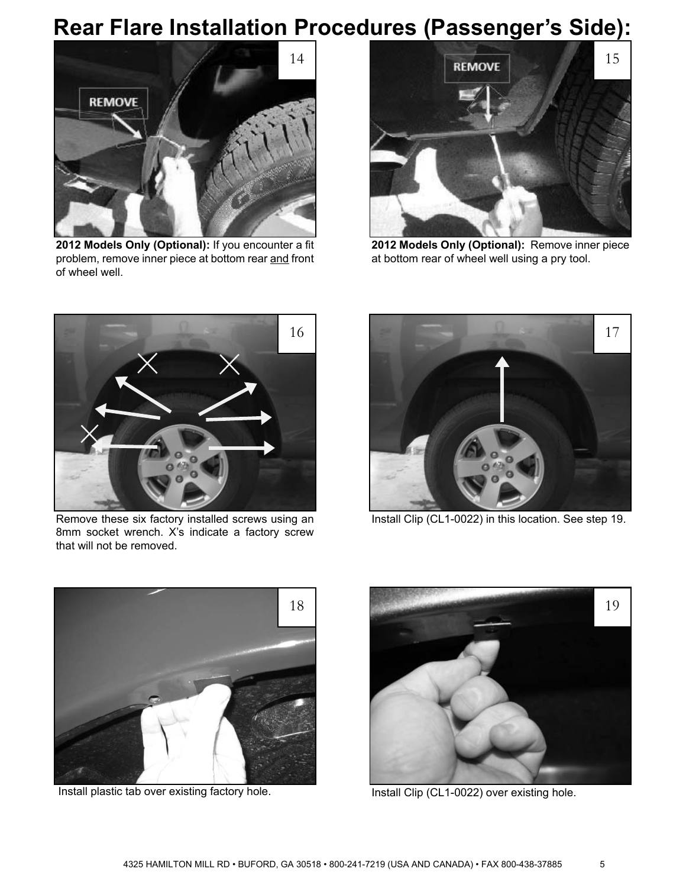# Rear Flare Installation Procedures (Passenger's Side):

14

**2012 Models Only (Optional):** If you encounter a fit problem, remove inner piece at bottom rear and front of wheel well.

15

**2012 Models Only (Optional):** Remove inner piece at bottom rear of wheel well using a pry tool.

16

Remove these six factory installed screws using an 8mm socket wrench. X's indicate a factory screw that will not be removed.

17

Install Clip (CL1-0022) in this location. See step 19.

18

Install plastic tab over existing factory hole.

19

Install Clip (CL1-0022) over existing hole.

4325 HAMILTON MILL RD • BUFORD, GA 30518 • 800-241-7219 (USA AND CANADA) • FAX 800-438-37885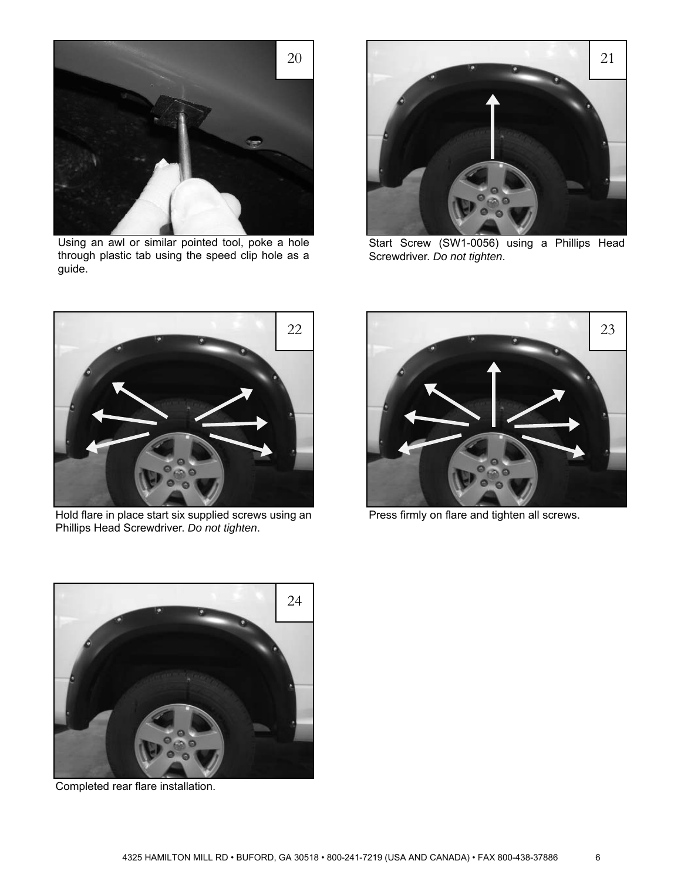20

Using an awl or similar pointed tool, poke a hole through plastic tab using the speed clip hole as a guide.

21

Start Screw (SW1-0056) using a Phillips Head Screwdriver. *Do not tighten*.

22

Hold flare in place start six supplied screws using an Phillips Head Screwdriver. *Do not tighten*.

23

Press firmly on flare and tighten all screws.

24

Completed rear flare installation.

4325 HAMILTON MILL RD • BUFORD, GA 30518 • 800-241-7219 (USA AND CANADA) • FAX 800-438-37886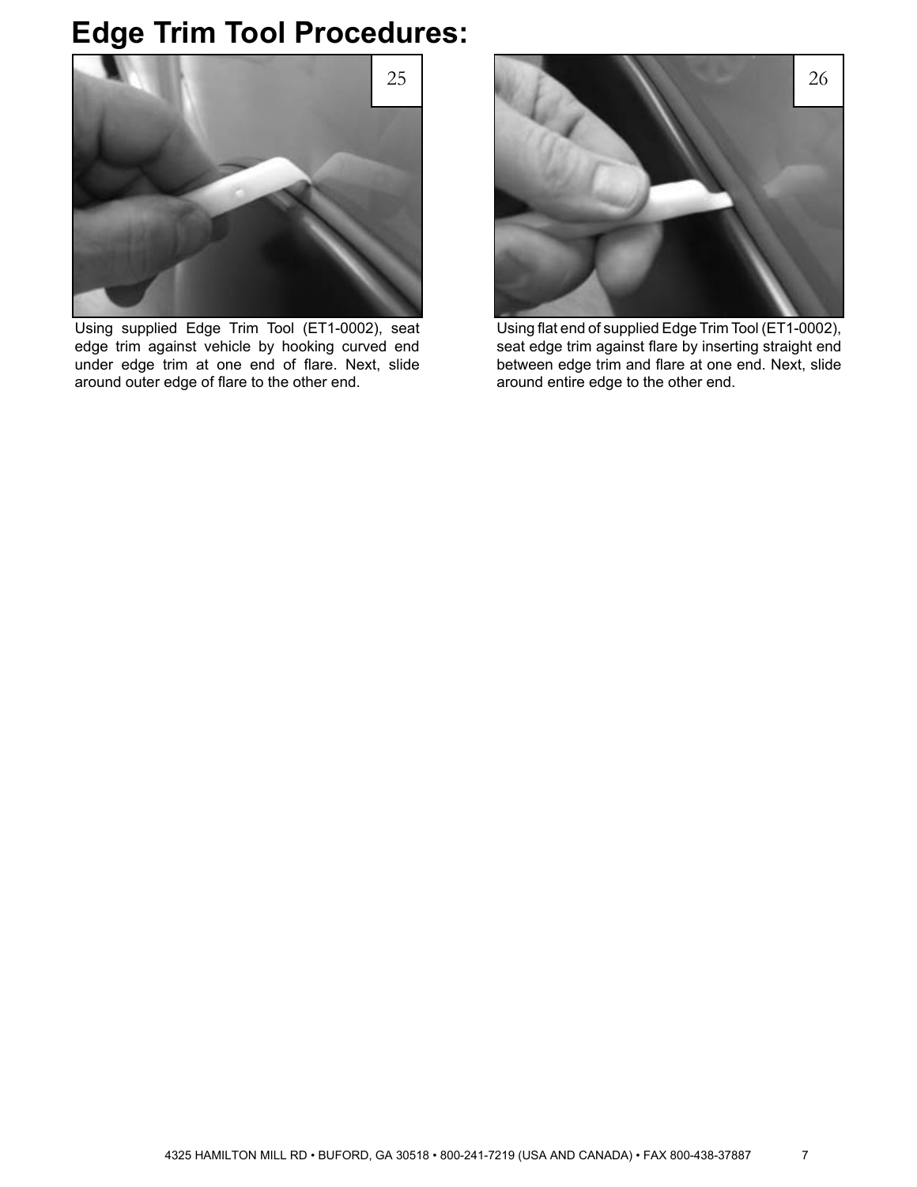# Edge Trim Tool Procedures:

25

Using supplied Edge Trim Tool (ET1-0002), seat edge trim against vehicle by hooking curved end under edge trim at one end of flare. Next, slide around outer edge of flare to the other end.

26

Using flat end of supplied Edge Trim Tool (ET1-0002), seat edge trim against flare by inserting straight end between edge trim and flare at one end. Next, slide around entire edge to the other end.

4325 HAMILTON MILL RD • BUFORD, GA 30518 • 800-241-7219 (USA AND CANADA) • FAX 800-438-37887